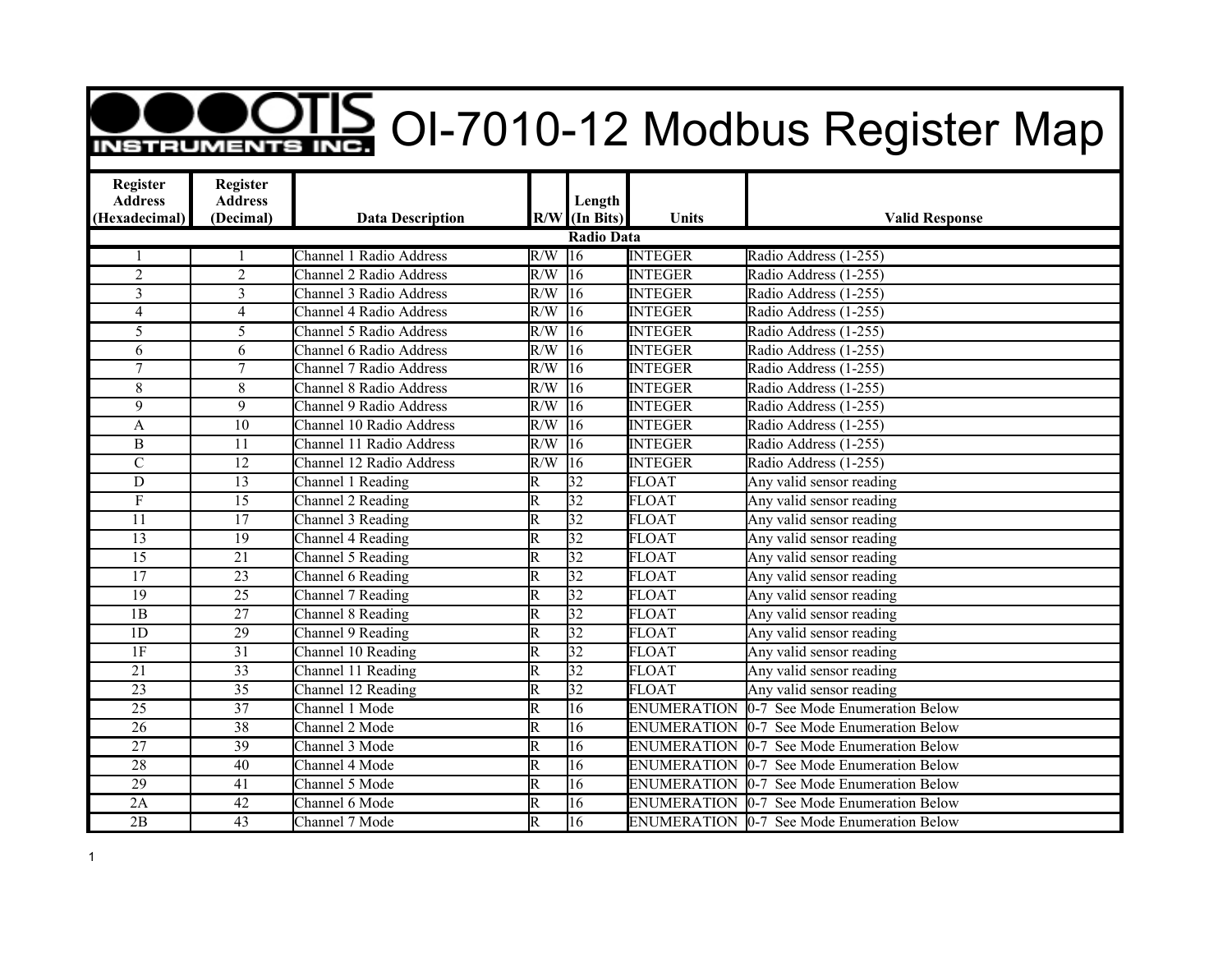# OI-7010-12 Modbus Register Map

| Register Address (Hexadecimal) | Register Address (Decimal) | Data Description | R/W | Length (In Bits) | Units | Valid Response |
|---|---|---|---|---|---|---|
| **Radio Data** | | | | | | |
| 1 | 1 | Channel 1 Radio Address | R/W | 16 | INTEGER | Radio Address (1-255) |
| 2 | 2 | Channel 2 Radio Address | R/W | 16 | INTEGER | Radio Address (1-255) |
| 3 | 3 | Channel 3 Radio Address | R/W | 16 | INTEGER | Radio Address (1-255) |
| 4 | 4 | Channel 4 Radio Address | R/W | 16 | INTEGER | Radio Address (1-255) |
| 5 | 5 | Channel 5 Radio Address | R/W | 16 | INTEGER | Radio Address (1-255) |
| 6 | 6 | Channel 6 Radio Address | R/W | 16 | INTEGER | Radio Address (1-255) |
| 7 | 7 | Channel 7 Radio Address | R/W | 16 | INTEGER | Radio Address (1-255) |
| 8 | 8 | Channel 8 Radio Address | R/W | 16 | INTEGER | Radio Address (1-255) |
| 9 | 9 | Channel 9 Radio Address | R/W | 16 | INTEGER | Radio Address (1-255) |
| A | 10 | Channel 10 Radio Address | R/W | 16 | INTEGER | Radio Address (1-255) |
| B | 11 | Channel 11 Radio Address | R/W | 16 | INTEGER | Radio Address (1-255) |
| C | 12 | Channel 12 Radio Address | R/W | 16 | INTEGER | Radio Address (1-255) |
| D | 13 | Channel 1 Reading | R | 32 | FLOAT | Any valid sensor reading |
| F | 15 | Channel 2 Reading | R | 32 | FLOAT | Any valid sensor reading |
| 11 | 17 | Channel 3 Reading | R | 32 | FLOAT | Any valid sensor reading |
| 13 | 19 | Channel 4 Reading | R | 32 | FLOAT | Any valid sensor reading |
| 15 | 21 | Channel 5 Reading | R | 32 | FLOAT | Any valid sensor reading |
| 17 | 23 | Channel 6 Reading | R | 32 | FLOAT | Any valid sensor reading |
| 19 | 25 | Channel 7 Reading | R | 32 | FLOAT | Any valid sensor reading |
| 1B | 27 | Channel 8 Reading | R | 32 | FLOAT | Any valid sensor reading |
| 1D | 29 | Channel 9 Reading | R | 32 | FLOAT | Any valid sensor reading |
| 1F | 31 | Channel 10 Reading | R | 32 | FLOAT | Any valid sensor reading |
| 21 | 33 | Channel 11 Reading | R | 32 | FLOAT | Any valid sensor reading |
| 23 | 35 | Channel 12 Reading | R | 32 | FLOAT | Any valid sensor reading |
| 25 | 37 | Channel 1 Mode | R | 16 | ENUMERATION | 0-7 See Mode Enumeration Below |
| 26 | 38 | Channel 2 Mode | R | 16 | ENUMERATION | 0-7 See Mode Enumeration Below |
| 27 | 39 | Channel 3 Mode | R | 16 | ENUMERATION | 0-7 See Mode Enumeration Below |
| 28 | 40 | Channel 4 Mode | R | 16 | ENUMERATION | 0-7 See Mode Enumeration Below |
| 29 | 41 | Channel 5 Mode | R | 16 | ENUMERATION | 0-7 See Mode Enumeration Below |
| 2A | 42 | Channel 6 Mode | R | 16 | ENUMERATION | 0-7 See Mode Enumeration Below |
| 2B | 43 | Channel 7 Mode | R | 16 | ENUMERATION | 0-7 See Mode Enumeration Below |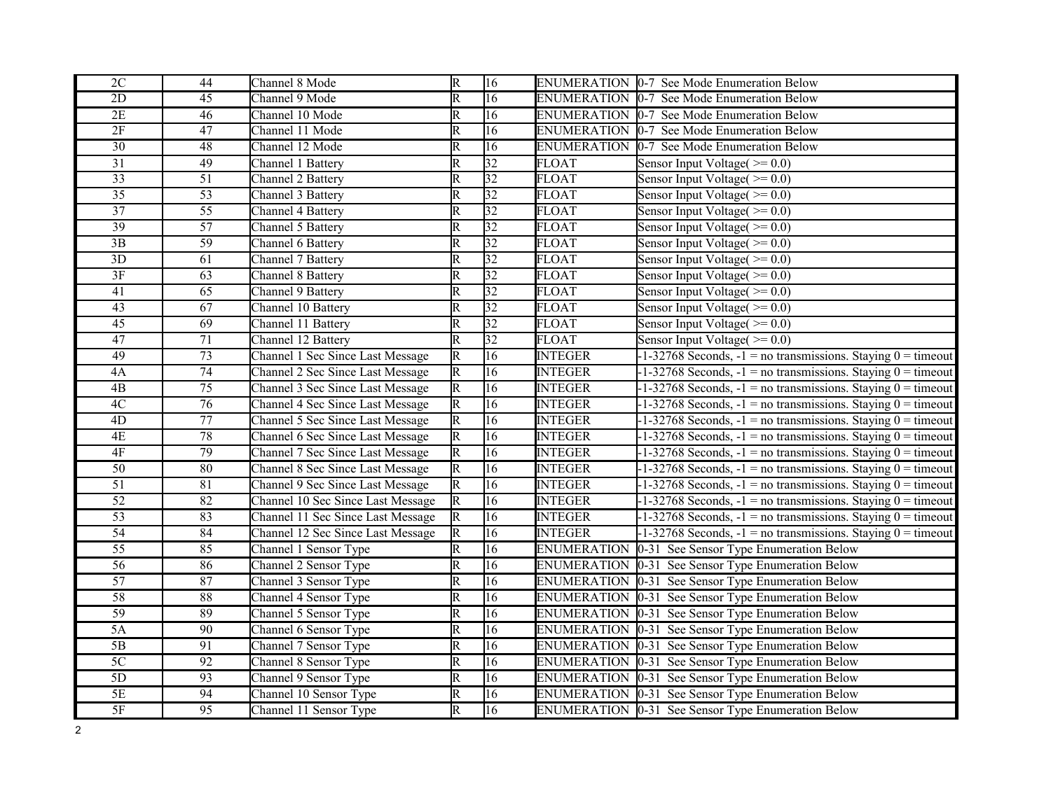| | | | | | | |
|---|---|---|---|---|---|---|
| 2C | 44 | Channel 8 Mode | R | 16 | ENUMERATION | 0-7 See Mode Enumeration Below |
| 2D | 45 | Channel 9 Mode | R | 16 | ENUMERATION | 0-7 See Mode Enumeration Below |
| 2E | 46 | Channel 10 Mode | R | 16 | ENUMERATION | 0-7 See Mode Enumeration Below |
| 2F | 47 | Channel 11 Mode | R | 16 | ENUMERATION | 0-7 See Mode Enumeration Below |
| 30 | 48 | Channel 12 Mode | R | 16 | ENUMERATION | 0-7 See Mode Enumeration Below |
| 31 | 49 | Channel 1 Battery | R | 32 | FLOAT | Sensor Input Voltage( >= 0.0) |
| 33 | 51 | Channel 2 Battery | R | 32 | FLOAT | Sensor Input Voltage( >= 0.0) |
| 35 | 53 | Channel 3 Battery | R | 32 | FLOAT | Sensor Input Voltage( >= 0.0) |
| 37 | 55 | Channel 4 Battery | R | 32 | FLOAT | Sensor Input Voltage( >= 0.0) |
| 39 | 57 | Channel 5 Battery | R | 32 | FLOAT | Sensor Input Voltage( >= 0.0) |
| 3B | 59 | Channel 6 Battery | R | 32 | FLOAT | Sensor Input Voltage( >= 0.0) |
| 3D | 61 | Channel 7 Battery | R | 32 | FLOAT | Sensor Input Voltage( >= 0.0) |
| 3F | 63 | Channel 8 Battery | R | 32 | FLOAT | Sensor Input Voltage( >= 0.0) |
| 41 | 65 | Channel 9 Battery | R | 32 | FLOAT | Sensor Input Voltage( >= 0.0) |
| 43 | 67 | Channel 10 Battery | R | 32 | FLOAT | Sensor Input Voltage( >= 0.0) |
| 45 | 69 | Channel 11 Battery | R | 32 | FLOAT | Sensor Input Voltage( >= 0.0) |
| 47 | 71 | Channel 12 Battery | R | 32 | FLOAT | Sensor Input Voltage( >= 0.0) |
| 49 | 73 | Channel 1 Sec Since Last Message | R | 16 | INTEGER | -1-32768 Seconds, -1 = no transmissions. Staying 0 = timeout |
| 4A | 74 | Channel 2 Sec Since Last Message | R | 16 | INTEGER | -1-32768 Seconds, -1 = no transmissions. Staying 0 = timeout |
| 4B | 75 | Channel 3 Sec Since Last Message | R | 16 | INTEGER | -1-32768 Seconds, -1 = no transmissions. Staying 0 = timeout |
| 4C | 76 | Channel 4 Sec Since Last Message | R | 16 | INTEGER | -1-32768 Seconds, -1 = no transmissions. Staying 0 = timeout |
| 4D | 77 | Channel 5 Sec Since Last Message | R | 16 | INTEGER | -1-32768 Seconds, -1 = no transmissions. Staying 0 = timeout |
| 4E | 78 | Channel 6 Sec Since Last Message | R | 16 | INTEGER | -1-32768 Seconds, -1 = no transmissions. Staying 0 = timeout |
| 4F | 79 | Channel 7 Sec Since Last Message | R | 16 | INTEGER | -1-32768 Seconds, -1 = no transmissions. Staying 0 = timeout |
| 50 | 80 | Channel 8 Sec Since Last Message | R | 16 | INTEGER | -1-32768 Seconds, -1 = no transmissions. Staying 0 = timeout |
| 51 | 81 | Channel 9 Sec Since Last Message | R | 16 | INTEGER | -1-32768 Seconds, -1 = no transmissions. Staying 0 = timeout |
| 52 | 82 | Channel 10 Sec Since Last Message | R | 16 | INTEGER | -1-32768 Seconds, -1 = no transmissions. Staying 0 = timeout |
| 53 | 83 | Channel 11 Sec Since Last Message | R | 16 | INTEGER | -1-32768 Seconds, -1 = no transmissions. Staying 0 = timeout |
| 54 | 84 | Channel 12 Sec Since Last Message | R | 16 | INTEGER | -1-32768 Seconds, -1 = no transmissions. Staying 0 = timeout |
| 55 | 85 | Channel 1 Sensor Type | R | 16 | ENUMERATION | 0-31 See Sensor Type Enumeration Below |
| 56 | 86 | Channel 2 Sensor Type | R | 16 | ENUMERATION | 0-31 See Sensor Type Enumeration Below |
| 57 | 87 | Channel 3 Sensor Type | R | 16 | ENUMERATION | 0-31 See Sensor Type Enumeration Below |
| 58 | 88 | Channel 4 Sensor Type | R | 16 | ENUMERATION | 0-31 See Sensor Type Enumeration Below |
| 59 | 89 | Channel 5 Sensor Type | R | 16 | ENUMERATION | 0-31 See Sensor Type Enumeration Below |
| 5A | 90 | Channel 6 Sensor Type | R | 16 | ENUMERATION | 0-31 See Sensor Type Enumeration Below |
| 5B | 91 | Channel 7 Sensor Type | R | 16 | ENUMERATION | 0-31 See Sensor Type Enumeration Below |
| 5C | 92 | Channel 8 Sensor Type | R | 16 | ENUMERATION | 0-31 See Sensor Type Enumeration Below |
| 5D | 93 | Channel 9 Sensor Type | R | 16 | ENUMERATION | 0-31 See Sensor Type Enumeration Below |
| 5E | 94 | Channel 10 Sensor Type | R | 16 | ENUMERATION | 0-31 See Sensor Type Enumeration Below |
| 5F | 95 | Channel 11 Sensor Type | R | 16 | ENUMERATION | 0-31 See Sensor Type Enumeration Below |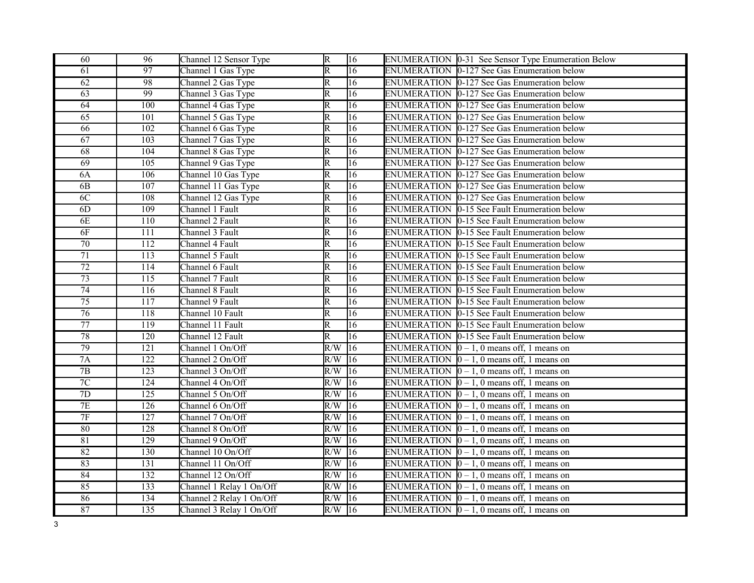| 60 | 96 | Channel 12 Sensor Type | R | 16 | ENUMERATION | 0-31 See Sensor Type Enumeration Below |
|---|---|---|---|---|---|---|
| 61 | 97 | Channel 1 Gas Type | R | 16 | ENUMERATION | 0-127 See Gas Enumeration below |
| 62 | 98 | Channel 2 Gas Type | R | 16 | ENUMERATION | 0-127 See Gas Enumeration below |
| 63 | 99 | Channel 3 Gas Type | R | 16 | ENUMERATION | 0-127 See Gas Enumeration below |
| 64 | 100 | Channel 4 Gas Type | R | 16 | ENUMERATION | 0-127 See Gas Enumeration below |
| 65 | 101 | Channel 5 Gas Type | R | 16 | ENUMERATION | 0-127 See Gas Enumeration below |
| 66 | 102 | Channel 6 Gas Type | R | 16 | ENUMERATION | 0-127 See Gas Enumeration below |
| 67 | 103 | Channel 7 Gas Type | R | 16 | ENUMERATION | 0-127 See Gas Enumeration below |
| 68 | 104 | Channel 8 Gas Type | R | 16 | ENUMERATION | 0-127 See Gas Enumeration below |
| 69 | 105 | Channel 9 Gas Type | R | 16 | ENUMERATION | 0-127 See Gas Enumeration below |
| 6A | 106 | Channel 10 Gas Type | R | 16 | ENUMERATION | 0-127 See Gas Enumeration below |
| 6B | 107 | Channel 11 Gas Type | R | 16 | ENUMERATION | 0-127 See Gas Enumeration below |
| 6C | 108 | Channel 12 Gas Type | R | 16 | ENUMERATION | 0-127 See Gas Enumeration below |
| 6D | 109 | Channel 1 Fault | R | 16 | ENUMERATION | 0-15 See Fault Enumeration below |
| 6E | 110 | Channel 2 Fault | R | 16 | ENUMERATION | 0-15 See Fault Enumeration below |
| 6F | 111 | Channel 3 Fault | R | 16 | ENUMERATION | 0-15 See Fault Enumeration below |
| 70 | 112 | Channel 4 Fault | R | 16 | ENUMERATION | 0-15 See Fault Enumeration below |
| 71 | 113 | Channel 5 Fault | R | 16 | ENUMERATION | 0-15 See Fault Enumeration below |
| 72 | 114 | Channel 6 Fault | R | 16 | ENUMERATION | 0-15 See Fault Enumeration below |
| 73 | 115 | Channel 7 Fault | R | 16 | ENUMERATION | 0-15 See Fault Enumeration below |
| 74 | 116 | Channel 8 Fault | R | 16 | ENUMERATION | 0-15 See Fault Enumeration below |
| 75 | 117 | Channel 9 Fault | R | 16 | ENUMERATION | 0-15 See Fault Enumeration below |
| 76 | 118 | Channel 10 Fault | R | 16 | ENUMERATION | 0-15 See Fault Enumeration below |
| 77 | 119 | Channel 11 Fault | R | 16 | ENUMERATION | 0-15 See Fault Enumeration below |
| 78 | 120 | Channel 12 Fault | R | 16 | ENUMERATION | 0-15 See Fault Enumeration below |
| 79 | 121 | Channel 1 On/Off | R/W | 16 | ENUMERATION | 0 – 1, 0 means off, 1 means on |
| 7A | 122 | Channel 2 On/Off | R/W | 16 | ENUMERATION | 0 – 1, 0 means off, 1 means on |
| 7B | 123 | Channel 3 On/Off | R/W | 16 | ENUMERATION | 0 – 1, 0 means off, 1 means on |
| 7C | 124 | Channel 4 On/Off | R/W | 16 | ENUMERATION | 0 – 1, 0 means off, 1 means on |
| 7D | 125 | Channel 5 On/Off | R/W | 16 | ENUMERATION | 0 – 1, 0 means off, 1 means on |
| 7E | 126 | Channel 6 On/Off | R/W | 16 | ENUMERATION | 0 – 1, 0 means off, 1 means on |
| 7F | 127 | Channel 7 On/Off | R/W | 16 | ENUMERATION | 0 – 1, 0 means off, 1 means on |
| 80 | 128 | Channel 8 On/Off | R/W | 16 | ENUMERATION | 0 – 1, 0 means off, 1 means on |
| 81 | 129 | Channel 9 On/Off | R/W | 16 | ENUMERATION | 0 – 1, 0 means off, 1 means on |
| 82 | 130 | Channel 10 On/Off | R/W | 16 | ENUMERATION | 0 – 1, 0 means off, 1 means on |
| 83 | 131 | Channel 11 On/Off | R/W | 16 | ENUMERATION | 0 – 1, 0 means off, 1 means on |
| 84 | 132 | Channel 12 On/Off | R/W | 16 | ENUMERATION | 0 – 1, 0 means off, 1 means on |
| 85 | 133 | Channel 1 Relay 1 On/Off | R/W | 16 | ENUMERATION | 0 – 1, 0 means off, 1 means on |
| 86 | 134 | Channel 2 Relay 1 On/Off | R/W | 16 | ENUMERATION | 0 – 1, 0 means off, 1 means on |
| 87 | 135 | Channel 3 Relay 1 On/Off | R/W | 16 | ENUMERATION | 0 – 1, 0 means off, 1 means on |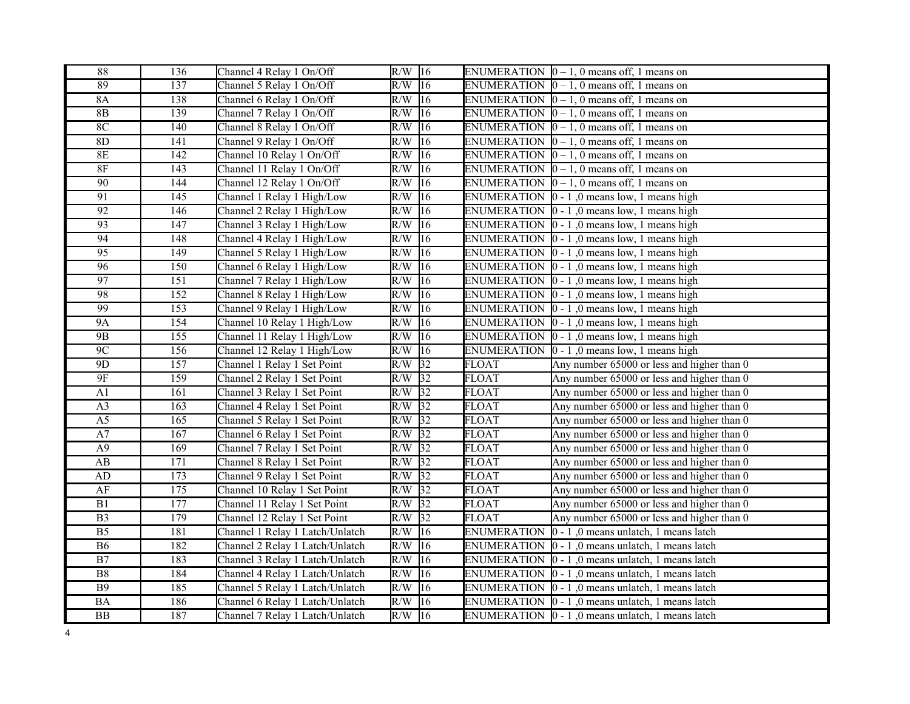| | | | | | | |
|---|---|---|---|---|---|---|
| 88 | 136 | Channel 4 Relay 1 On/Off | R/W | 16 | ENUMERATION | 0 – 1, 0 means off, 1 means on |
| 89 | 137 | Channel 5 Relay 1 On/Off | R/W | 16 | ENUMERATION | 0 – 1, 0 means off, 1 means on |
| 8A | 138 | Channel 6 Relay 1 On/Off | R/W | 16 | ENUMERATION | 0 – 1, 0 means off, 1 means on |
| 8B | 139 | Channel 7 Relay 1 On/Off | R/W | 16 | ENUMERATION | 0 – 1, 0 means off, 1 means on |
| 8C | 140 | Channel 8 Relay 1 On/Off | R/W | 16 | ENUMERATION | 0 – 1, 0 means off, 1 means on |
| 8D | 141 | Channel 9 Relay 1 On/Off | R/W | 16 | ENUMERATION | 0 – 1, 0 means off, 1 means on |
| 8E | 142 | Channel 10 Relay 1 On/Off | R/W | 16 | ENUMERATION | 0 – 1, 0 means off, 1 means on |
| 8F | 143 | Channel 11 Relay 1 On/Off | R/W | 16 | ENUMERATION | 0 – 1, 0 means off, 1 means on |
| 90 | 144 | Channel 12 Relay 1 On/Off | R/W | 16 | ENUMERATION | 0 – 1, 0 means off, 1 means on |
| 91 | 145 | Channel 1 Relay 1 High/Low | R/W | 16 | ENUMERATION | 0 - 1 ,0 means low, 1 means high |
| 92 | 146 | Channel 2 Relay 1 High/Low | R/W | 16 | ENUMERATION | 0 - 1 ,0 means low, 1 means high |
| 93 | 147 | Channel 3 Relay 1 High/Low | R/W | 16 | ENUMERATION | 0 - 1 ,0 means low, 1 means high |
| 94 | 148 | Channel 4 Relay 1 High/Low | R/W | 16 | ENUMERATION | 0 - 1 ,0 means low, 1 means high |
| 95 | 149 | Channel 5 Relay 1 High/Low | R/W | 16 | ENUMERATION | 0 - 1 ,0 means low, 1 means high |
| 96 | 150 | Channel 6 Relay 1 High/Low | R/W | 16 | ENUMERATION | 0 - 1 ,0 means low, 1 means high |
| 97 | 151 | Channel 7 Relay 1 High/Low | R/W | 16 | ENUMERATION | 0 - 1 ,0 means low, 1 means high |
| 98 | 152 | Channel 8 Relay 1 High/Low | R/W | 16 | ENUMERATION | 0 - 1 ,0 means low, 1 means high |
| 99 | 153 | Channel 9 Relay 1 High/Low | R/W | 16 | ENUMERATION | 0 - 1 ,0 means low, 1 means high |
| 9A | 154 | Channel 10 Relay 1 High/Low | R/W | 16 | ENUMERATION | 0 - 1 ,0 means low, 1 means high |
| 9B | 155 | Channel 11 Relay 1 High/Low | R/W | 16 | ENUMERATION | 0 - 1 ,0 means low, 1 means high |
| 9C | 156 | Channel 12 Relay 1 High/Low | R/W | 16 | ENUMERATION | 0 - 1 ,0 means low, 1 means high |
| 9D | 157 | Channel 1 Relay 1 Set Point | R/W | 32 | FLOAT | Any number 65000 or less and higher than 0 |
| 9F | 159 | Channel 2 Relay 1 Set Point | R/W | 32 | FLOAT | Any number 65000 or less and higher than 0 |
| A1 | 161 | Channel 3 Relay 1 Set Point | R/W | 32 | FLOAT | Any number 65000 or less and higher than 0 |
| A3 | 163 | Channel 4 Relay 1 Set Point | R/W | 32 | FLOAT | Any number 65000 or less and higher than 0 |
| A5 | 165 | Channel 5 Relay 1 Set Point | R/W | 32 | FLOAT | Any number 65000 or less and higher than 0 |
| A7 | 167 | Channel 6 Relay 1 Set Point | R/W | 32 | FLOAT | Any number 65000 or less and higher than 0 |
| A9 | 169 | Channel 7 Relay 1 Set Point | R/W | 32 | FLOAT | Any number 65000 or less and higher than 0 |
| AB | 171 | Channel 8 Relay 1 Set Point | R/W | 32 | FLOAT | Any number 65000 or less and higher than 0 |
| AD | 173 | Channel 9 Relay 1 Set Point | R/W | 32 | FLOAT | Any number 65000 or less and higher than 0 |
| AF | 175 | Channel 10 Relay 1 Set Point | R/W | 32 | FLOAT | Any number 65000 or less and higher than 0 |
| B1 | 177 | Channel 11 Relay 1 Set Point | R/W | 32 | FLOAT | Any number 65000 or less and higher than 0 |
| B3 | 179 | Channel 12 Relay 1 Set Point | R/W | 32 | FLOAT | Any number 65000 or less and higher than 0 |
| B5 | 181 | Channel 1 Relay 1 Latch/Unlatch | R/W | 16 | ENUMERATION | 0 - 1 ,0 means unlatch, 1 means latch |
| B6 | 182 | Channel 2 Relay 1 Latch/Unlatch | R/W | 16 | ENUMERATION | 0 - 1 ,0 means unlatch, 1 means latch |
| B7 | 183 | Channel 3 Relay 1 Latch/Unlatch | R/W | 16 | ENUMERATION | 0 - 1 ,0 means unlatch, 1 means latch |
| B8 | 184 | Channel 4 Relay 1 Latch/Unlatch | R/W | 16 | ENUMERATION | 0 - 1 ,0 means unlatch, 1 means latch |
| B9 | 185 | Channel 5 Relay 1 Latch/Unlatch | R/W | 16 | ENUMERATION | 0 - 1 ,0 means unlatch, 1 means latch |
| BA | 186 | Channel 6 Relay 1 Latch/Unlatch | R/W | 16 | ENUMERATION | 0 - 1 ,0 means unlatch, 1 means latch |
| BB | 187 | Channel 7 Relay 1 Latch/Unlatch | R/W | 16 | ENUMERATION | 0 - 1 ,0 means unlatch, 1 means latch |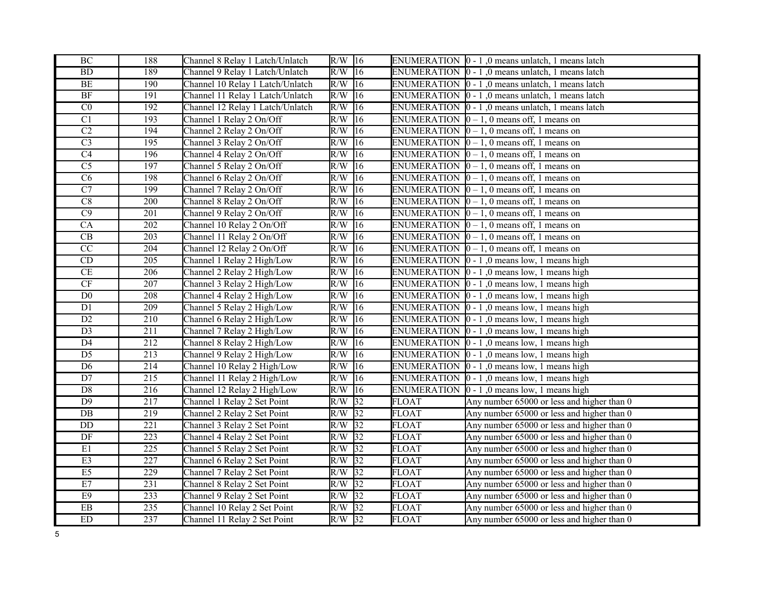| BC | 188 | Channel 8 Relay 1 Latch/Unlatch | R/W | 16 | ENUMERATION | 0 - 1 ,0 means unlatch, 1 means latch |
|---|---|---|---|---|---|---|
| BD | 189 | Channel 9 Relay 1 Latch/Unlatch | R/W | 16 | ENUMERATION | 0 - 1 ,0 means unlatch, 1 means latch |
| BE | 190 | Channel 10 Relay 1 Latch/Unlatch | R/W | 16 | ENUMERATION | 0 - 1 ,0 means unlatch, 1 means latch |
| BF | 191 | Channel 11 Relay 1 Latch/Unlatch | R/W | 16 | ENUMERATION | 0 - 1 ,0 means unlatch, 1 means latch |
| C0 | 192 | Channel 12 Relay 1 Latch/Unlatch | R/W | 16 | ENUMERATION | 0 - 1 ,0 means unlatch, 1 means latch |
| C1 | 193 | Channel 1 Relay 2 On/Off | R/W | 16 | ENUMERATION | 0 – 1, 0 means off, 1 means on |
| C2 | 194 | Channel 2 Relay 2 On/Off | R/W | 16 | ENUMERATION | 0 – 1, 0 means off, 1 means on |
| C3 | 195 | Channel 3 Relay 2 On/Off | R/W | 16 | ENUMERATION | 0 – 1, 0 means off, 1 means on |
| C4 | 196 | Channel 4 Relay 2 On/Off | R/W | 16 | ENUMERATION | 0 – 1, 0 means off, 1 means on |
| C5 | 197 | Channel 5 Relay 2 On/Off | R/W | 16 | ENUMERATION | 0 – 1, 0 means off, 1 means on |
| C6 | 198 | Channel 6 Relay 2 On/Off | R/W | 16 | ENUMERATION | 0 – 1, 0 means off, 1 means on |
| C7 | 199 | Channel 7 Relay 2 On/Off | R/W | 16 | ENUMERATION | 0 – 1, 0 means off, 1 means on |
| C8 | 200 | Channel 8 Relay 2 On/Off | R/W | 16 | ENUMERATION | 0 – 1, 0 means off, 1 means on |
| C9 | 201 | Channel 9 Relay 2 On/Off | R/W | 16 | ENUMERATION | 0 – 1, 0 means off, 1 means on |
| CA | 202 | Channel 10 Relay 2 On/Off | R/W | 16 | ENUMERATION | 0 – 1, 0 means off, 1 means on |
| CB | 203 | Channel 11 Relay 2 On/Off | R/W | 16 | ENUMERATION | 0 – 1, 0 means off, 1 means on |
| CC | 204 | Channel 12 Relay 2 On/Off | R/W | 16 | ENUMERATION | 0 – 1, 0 means off, 1 means on |
| CD | 205 | Channel 1 Relay 2 High/Low | R/W | 16 | ENUMERATION | 0 - 1 ,0 means low, 1 means high |
| CE | 206 | Channel 2 Relay 2 High/Low | R/W | 16 | ENUMERATION | 0 - 1 ,0 means low, 1 means high |
| CF | 207 | Channel 3 Relay 2 High/Low | R/W | 16 | ENUMERATION | 0 - 1 ,0 means low, 1 means high |
| D0 | 208 | Channel 4 Relay 2 High/Low | R/W | 16 | ENUMERATION | 0 - 1 ,0 means low, 1 means high |
| D1 | 209 | Channel 5 Relay 2 High/Low | R/W | 16 | ENUMERATION | 0 - 1 ,0 means low, 1 means high |
| D2 | 210 | Channel 6 Relay 2 High/Low | R/W | 16 | ENUMERATION | 0 - 1 ,0 means low, 1 means high |
| D3 | 211 | Channel 7 Relay 2 High/Low | R/W | 16 | ENUMERATION | 0 - 1 ,0 means low, 1 means high |
| D4 | 212 | Channel 8 Relay 2 High/Low | R/W | 16 | ENUMERATION | 0 - 1 ,0 means low, 1 means high |
| D5 | 213 | Channel 9 Relay 2 High/Low | R/W | 16 | ENUMERATION | 0 - 1 ,0 means low, 1 means high |
| D6 | 214 | Channel 10 Relay 2 High/Low | R/W | 16 | ENUMERATION | 0 - 1 ,0 means low, 1 means high |
| D7 | 215 | Channel 11 Relay 2 High/Low | R/W | 16 | ENUMERATION | 0 - 1 ,0 means low, 1 means high |
| D8 | 216 | Channel 12 Relay 2 High/Low | R/W | 16 | ENUMERATION | 0 - 1 ,0 means low, 1 means high |
| D9 | 217 | Channel 1 Relay 2 Set Point | R/W | 32 | FLOAT | Any number 65000 or less and higher than 0 |
| DB | 219 | Channel 2 Relay 2 Set Point | R/W | 32 | FLOAT | Any number 65000 or less and higher than 0 |
| DD | 221 | Channel 3 Relay 2 Set Point | R/W | 32 | FLOAT | Any number 65000 or less and higher than 0 |
| DF | 223 | Channel 4 Relay 2 Set Point | R/W | 32 | FLOAT | Any number 65000 or less and higher than 0 |
| E1 | 225 | Channel 5 Relay 2 Set Point | R/W | 32 | FLOAT | Any number 65000 or less and higher than 0 |
| E3 | 227 | Channel 6 Relay 2 Set Point | R/W | 32 | FLOAT | Any number 65000 or less and higher than 0 |
| E5 | 229 | Channel 7 Relay 2 Set Point | R/W | 32 | FLOAT | Any number 65000 or less and higher than 0 |
| E7 | 231 | Channel 8 Relay 2 Set Point | R/W | 32 | FLOAT | Any number 65000 or less and higher than 0 |
| E9 | 233 | Channel 9 Relay 2 Set Point | R/W | 32 | FLOAT | Any number 65000 or less and higher than 0 |
| EB | 235 | Channel 10 Relay 2 Set Point | R/W | 32 | FLOAT | Any number 65000 or less and higher than 0 |
| ED | 237 | Channel 11 Relay 2 Set Point | R/W | 32 | FLOAT | Any number 65000 or less and higher than 0 |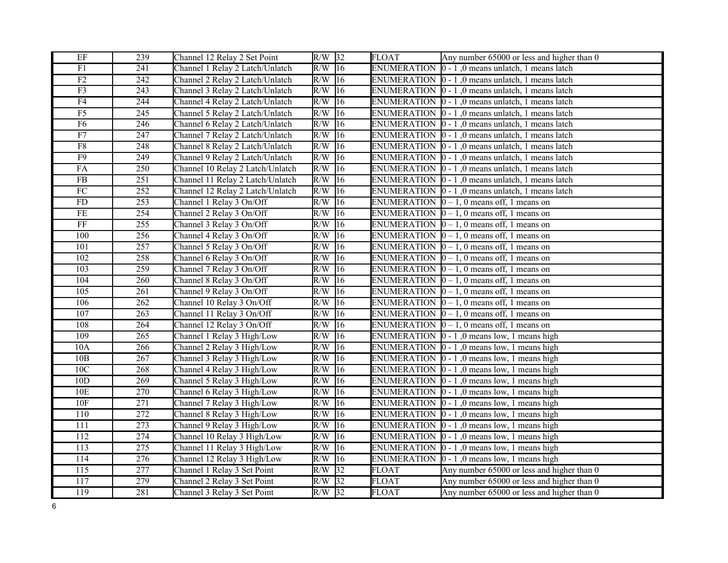| EF | 239 | Channel 12 Relay 2 Set Point | R/W | 32 | FLOAT | Any number 65000 or less and higher than 0 |
|---|---|---|---|---|---|---|
| F1 | 241 | Channel 1 Relay 2 Latch/Unlatch | R/W | 16 | ENUMERATION | 0 - 1 ,0 means unlatch, 1 means latch |
| F2 | 242 | Channel 2 Relay 2 Latch/Unlatch | R/W | 16 | ENUMERATION | 0 - 1 ,0 means unlatch, 1 means latch |
| F3 | 243 | Channel 3 Relay 2 Latch/Unlatch | R/W | 16 | ENUMERATION | 0 - 1 ,0 means unlatch, 1 means latch |
| F4 | 244 | Channel 4 Relay 2 Latch/Unlatch | R/W | 16 | ENUMERATION | 0 - 1 ,0 means unlatch, 1 means latch |
| F5 | 245 | Channel 5 Relay 2 Latch/Unlatch | R/W | 16 | ENUMERATION | 0 - 1 ,0 means unlatch, 1 means latch |
| F6 | 246 | Channel 6 Relay 2 Latch/Unlatch | R/W | 16 | ENUMERATION | 0 - 1 ,0 means unlatch, 1 means latch |
| F7 | 247 | Channel 7 Relay 2 Latch/Unlatch | R/W | 16 | ENUMERATION | 0 - 1 ,0 means unlatch, 1 means latch |
| F8 | 248 | Channel 8 Relay 2 Latch/Unlatch | R/W | 16 | ENUMERATION | 0 - 1 ,0 means unlatch, 1 means latch |
| F9 | 249 | Channel 9 Relay 2 Latch/Unlatch | R/W | 16 | ENUMERATION | 0 - 1 ,0 means unlatch, 1 means latch |
| FA | 250 | Channel 10 Relay 2 Latch/Unlatch | R/W | 16 | ENUMERATION | 0 - 1 ,0 means unlatch, 1 means latch |
| FB | 251 | Channel 11 Relay 2 Latch/Unlatch | R/W | 16 | ENUMERATION | 0 - 1 ,0 means unlatch, 1 means latch |
| FC | 252 | Channel 12 Relay 2 Latch/Unlatch | R/W | 16 | ENUMERATION | 0 - 1 ,0 means unlatch, 1 means latch |
| FD | 253 | Channel 1 Relay 3 On/Off | R/W | 16 | ENUMERATION | 0 – 1, 0 means off, 1 means on |
| FE | 254 | Channel 2 Relay 3 On/Off | R/W | 16 | ENUMERATION | 0 – 1, 0 means off, 1 means on |
| FF | 255 | Channel 3 Relay 3 On/Off | R/W | 16 | ENUMERATION | 0 – 1, 0 means off, 1 means on |
| 100 | 256 | Channel 4 Relay 3 On/Off | R/W | 16 | ENUMERATION | 0 – 1, 0 means off, 1 means on |
| 101 | 257 | Channel 5 Relay 3 On/Off | R/W | 16 | ENUMERATION | 0 – 1, 0 means off, 1 means on |
| 102 | 258 | Channel 6 Relay 3 On/Off | R/W | 16 | ENUMERATION | 0 – 1, 0 means off, 1 means on |
| 103 | 259 | Channel 7 Relay 3 On/Off | R/W | 16 | ENUMERATION | 0 – 1, 0 means off, 1 means on |
| 104 | 260 | Channel 8 Relay 3 On/Off | R/W | 16 | ENUMERATION | 0 – 1, 0 means off, 1 means on |
| 105 | 261 | Channel 9 Relay 3 On/Off | R/W | 16 | ENUMERATION | 0 – 1, 0 means off, 1 means on |
| 106 | 262 | Channel 10 Relay 3 On/Off | R/W | 16 | ENUMERATION | 0 – 1, 0 means off, 1 means on |
| 107 | 263 | Channel 11 Relay 3 On/Off | R/W | 16 | ENUMERATION | 0 – 1, 0 means off, 1 means on |
| 108 | 264 | Channel 12 Relay 3 On/Off | R/W | 16 | ENUMERATION | 0 – 1, 0 means off, 1 means on |
| 109 | 265 | Channel 1 Relay 3 High/Low | R/W | 16 | ENUMERATION | 0 - 1 ,0 means low, 1 means high |
| 10A | 266 | Channel 2 Relay 3 High/Low | R/W | 16 | ENUMERATION | 0 - 1 ,0 means low, 1 means high |
| 10B | 267 | Channel 3 Relay 3 High/Low | R/W | 16 | ENUMERATION | 0 - 1 ,0 means low, 1 means high |
| 10C | 268 | Channel 4 Relay 3 High/Low | R/W | 16 | ENUMERATION | 0 - 1 ,0 means low, 1 means high |
| 10D | 269 | Channel 5 Relay 3 High/Low | R/W | 16 | ENUMERATION | 0 - 1 ,0 means low, 1 means high |
| 10E | 270 | Channel 6 Relay 3 High/Low | R/W | 16 | ENUMERATION | 0 - 1 ,0 means low, 1 means high |
| 10F | 271 | Channel 7 Relay 3 High/Low | R/W | 16 | ENUMERATION | 0 - 1 ,0 means low, 1 means high |
| 110 | 272 | Channel 8 Relay 3 High/Low | R/W | 16 | ENUMERATION | 0 - 1 ,0 means low, 1 means high |
| 111 | 273 | Channel 9 Relay 3 High/Low | R/W | 16 | ENUMERATION | 0 - 1 ,0 means low, 1 means high |
| 112 | 274 | Channel 10 Relay 3 High/Low | R/W | 16 | ENUMERATION | 0 - 1 ,0 means low, 1 means high |
| 113 | 275 | Channel 11 Relay 3 High/Low | R/W | 16 | ENUMERATION | 0 - 1 ,0 means low, 1 means high |
| 114 | 276 | Channel 12 Relay 3 High/Low | R/W | 16 | ENUMERATION | 0 - 1 ,0 means low, 1 means high |
| 115 | 277 | Channel 1 Relay 3 Set Point | R/W | 32 | FLOAT | Any number 65000 or less and higher than 0 |
| 117 | 279 | Channel 2 Relay 3 Set Point | R/W | 32 | FLOAT | Any number 65000 or less and higher than 0 |
| 119 | 281 | Channel 3 Relay 3 Set Point | R/W | 32 | FLOAT | Any number 65000 or less and higher than 0 |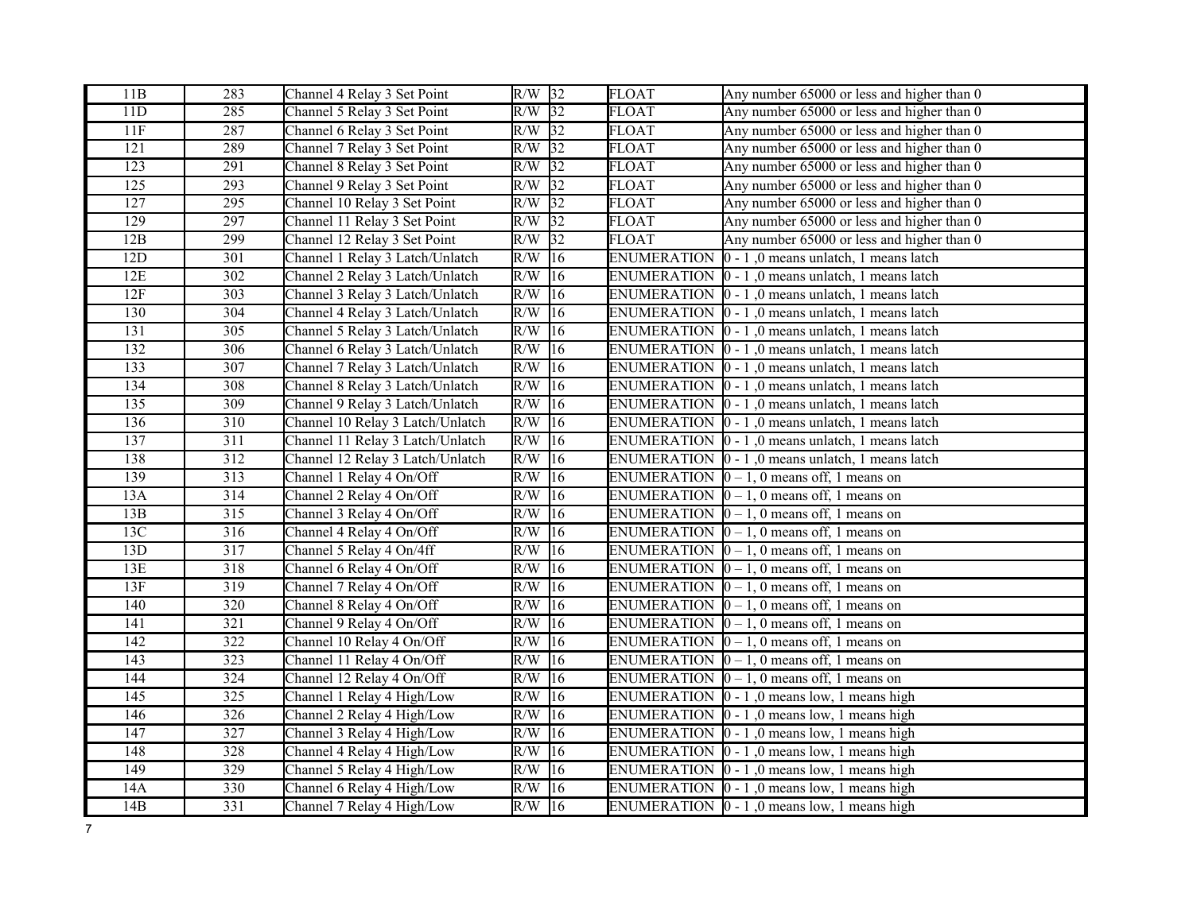| | | | | | | |
|---|---|---|---|---|---|---|
| 11B | 283 | Channel 4 Relay 3 Set Point | R/W | 32 | FLOAT | Any number 65000 or less and higher than 0 |
| 11D | 285 | Channel 5 Relay 3 Set Point | R/W | 32 | FLOAT | Any number 65000 or less and higher than 0 |
| 11F | 287 | Channel 6 Relay 3 Set Point | R/W | 32 | FLOAT | Any number 65000 or less and higher than 0 |
| 121 | 289 | Channel 7 Relay 3 Set Point | R/W | 32 | FLOAT | Any number 65000 or less and higher than 0 |
| 123 | 291 | Channel 8 Relay 3 Set Point | R/W | 32 | FLOAT | Any number 65000 or less and higher than 0 |
| 125 | 293 | Channel 9 Relay 3 Set Point | R/W | 32 | FLOAT | Any number 65000 or less and higher than 0 |
| 127 | 295 | Channel 10 Relay 3 Set Point | R/W | 32 | FLOAT | Any number 65000 or less and higher than 0 |
| 129 | 297 | Channel 11 Relay 3 Set Point | R/W | 32 | FLOAT | Any number 65000 or less and higher than 0 |
| 12B | 299 | Channel 12 Relay 3 Set Point | R/W | 32 | FLOAT | Any number 65000 or less and higher than 0 |
| 12D | 301 | Channel 1 Relay 3 Latch/Unlatch | R/W | 16 | ENUMERATION | 0 - 1 ,0 means unlatch, 1 means latch |
| 12E | 302 | Channel 2 Relay 3 Latch/Unlatch | R/W | 16 | ENUMERATION | 0 - 1 ,0 means unlatch, 1 means latch |
| 12F | 303 | Channel 3 Relay 3 Latch/Unlatch | R/W | 16 | ENUMERATION | 0 - 1 ,0 means unlatch, 1 means latch |
| 130 | 304 | Channel 4 Relay 3 Latch/Unlatch | R/W | 16 | ENUMERATION | 0 - 1 ,0 means unlatch, 1 means latch |
| 131 | 305 | Channel 5 Relay 3 Latch/Unlatch | R/W | 16 | ENUMERATION | 0 - 1 ,0 means unlatch, 1 means latch |
| 132 | 306 | Channel 6 Relay 3 Latch/Unlatch | R/W | 16 | ENUMERATION | 0 - 1 ,0 means unlatch, 1 means latch |
| 133 | 307 | Channel 7 Relay 3 Latch/Unlatch | R/W | 16 | ENUMERATION | 0 - 1 ,0 means unlatch, 1 means latch |
| 134 | 308 | Channel 8 Relay 3 Latch/Unlatch | R/W | 16 | ENUMERATION | 0 - 1 ,0 means unlatch, 1 means latch |
| 135 | 309 | Channel 9 Relay 3 Latch/Unlatch | R/W | 16 | ENUMERATION | 0 - 1 ,0 means unlatch, 1 means latch |
| 136 | 310 | Channel 10 Relay 3 Latch/Unlatch | R/W | 16 | ENUMERATION | 0 - 1 ,0 means unlatch, 1 means latch |
| 137 | 311 | Channel 11 Relay 3 Latch/Unlatch | R/W | 16 | ENUMERATION | 0 - 1 ,0 means unlatch, 1 means latch |
| 138 | 312 | Channel 12 Relay 3 Latch/Unlatch | R/W | 16 | ENUMERATION | 0 - 1 ,0 means unlatch, 1 means latch |
| 139 | 313 | Channel 1 Relay 4 On/Off | R/W | 16 | ENUMERATION | 0 – 1, 0 means off, 1 means on |
| 13A | 314 | Channel 2 Relay 4 On/Off | R/W | 16 | ENUMERATION | 0 – 1, 0 means off, 1 means on |
| 13B | 315 | Channel 3 Relay 4 On/Off | R/W | 16 | ENUMERATION | 0 – 1, 0 means off, 1 means on |
| 13C | 316 | Channel 4 Relay 4 On/Off | R/W | 16 | ENUMERATION | 0 – 1, 0 means off, 1 means on |
| 13D | 317 | Channel 5 Relay 4 On/4ff | R/W | 16 | ENUMERATION | 0 – 1, 0 means off, 1 means on |
| 13E | 318 | Channel 6 Relay 4 On/Off | R/W | 16 | ENUMERATION | 0 – 1, 0 means off, 1 means on |
| 13F | 319 | Channel 7 Relay 4 On/Off | R/W | 16 | ENUMERATION | 0 – 1, 0 means off, 1 means on |
| 140 | 320 | Channel 8 Relay 4 On/Off | R/W | 16 | ENUMERATION | 0 – 1, 0 means off, 1 means on |
| 141 | 321 | Channel 9 Relay 4 On/Off | R/W | 16 | ENUMERATION | 0 – 1, 0 means off, 1 means on |
| 142 | 322 | Channel 10 Relay 4 On/Off | R/W | 16 | ENUMERATION | 0 – 1, 0 means off, 1 means on |
| 143 | 323 | Channel 11 Relay 4 On/Off | R/W | 16 | ENUMERATION | 0 – 1, 0 means off, 1 means on |
| 144 | 324 | Channel 12 Relay 4 On/Off | R/W | 16 | ENUMERATION | 0 – 1, 0 means off, 1 means on |
| 145 | 325 | Channel 1 Relay 4 High/Low | R/W | 16 | ENUMERATION | 0 - 1 ,0 means low, 1 means high |
| 146 | 326 | Channel 2 Relay 4 High/Low | R/W | 16 | ENUMERATION | 0 - 1 ,0 means low, 1 means high |
| 147 | 327 | Channel 3 Relay 4 High/Low | R/W | 16 | ENUMERATION | 0 - 1 ,0 means low, 1 means high |
| 148 | 328 | Channel 4 Relay 4 High/Low | R/W | 16 | ENUMERATION | 0 - 1 ,0 means low, 1 means high |
| 149 | 329 | Channel 5 Relay 4 High/Low | R/W | 16 | ENUMERATION | 0 - 1 ,0 means low, 1 means high |
| 14A | 330 | Channel 6 Relay 4 High/Low | R/W | 16 | ENUMERATION | 0 - 1 ,0 means low, 1 means high |
| 14B | 331 | Channel 7 Relay 4 High/Low | R/W | 16 | ENUMERATION | 0 - 1 ,0 means low, 1 means high |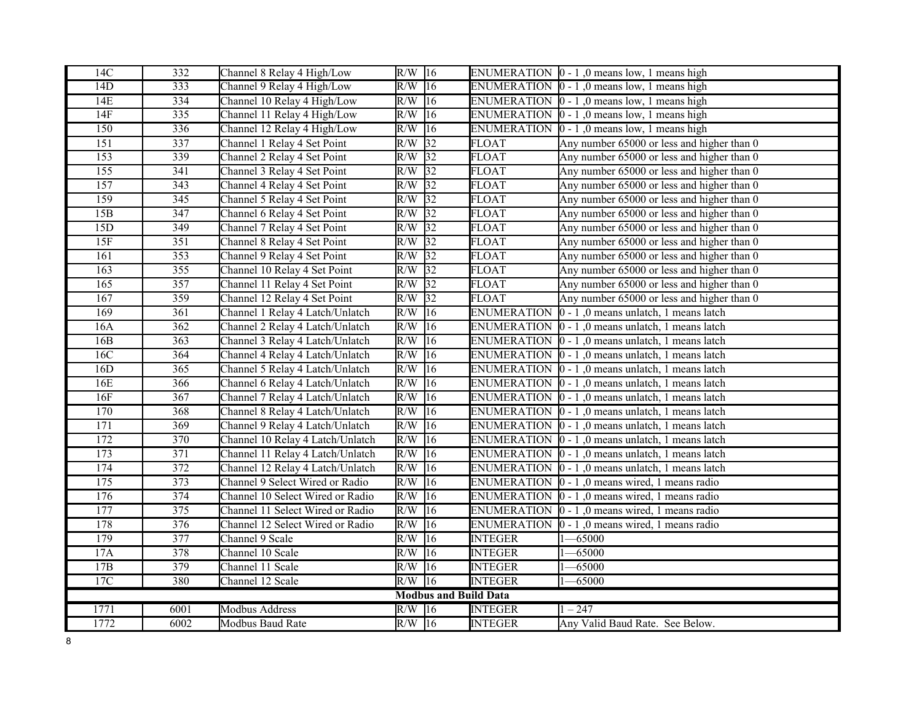| 14C | 332 | Channel 8 Relay 4 High/Low | R/W | 16 | ENUMERATION | 0 - 1 ,0 means low, 1 means high |
|---|---|---|---|---|---|---|
| 14D | 333 | Channel 9 Relay 4 High/Low | R/W | 16 | ENUMERATION | 0 - 1 ,0 means low, 1 means high |
| 14E | 334 | Channel 10 Relay 4 High/Low | R/W | 16 | ENUMERATION | 0 - 1 ,0 means low, 1 means high |
| 14F | 335 | Channel 11 Relay 4 High/Low | R/W | 16 | ENUMERATION | 0 - 1 ,0 means low, 1 means high |
| 150 | 336 | Channel 12 Relay 4 High/Low | R/W | 16 | ENUMERATION | 0 - 1 ,0 means low, 1 means high |
| 151 | 337 | Channel 1 Relay 4 Set Point | R/W | 32 | FLOAT | Any number 65000 or less and higher than 0 |
| 153 | 339 | Channel 2 Relay 4 Set Point | R/W | 32 | FLOAT | Any number 65000 or less and higher than 0 |
| 155 | 341 | Channel 3 Relay 4 Set Point | R/W | 32 | FLOAT | Any number 65000 or less and higher than 0 |
| 157 | 343 | Channel 4 Relay 4 Set Point | R/W | 32 | FLOAT | Any number 65000 or less and higher than 0 |
| 159 | 345 | Channel 5 Relay 4 Set Point | R/W | 32 | FLOAT | Any number 65000 or less and higher than 0 |
| 15B | 347 | Channel 6 Relay 4 Set Point | R/W | 32 | FLOAT | Any number 65000 or less and higher than 0 |
| 15D | 349 | Channel 7 Relay 4 Set Point | R/W | 32 | FLOAT | Any number 65000 or less and higher than 0 |
| 15F | 351 | Channel 8 Relay 4 Set Point | R/W | 32 | FLOAT | Any number 65000 or less and higher than 0 |
| 161 | 353 | Channel 9 Relay 4 Set Point | R/W | 32 | FLOAT | Any number 65000 or less and higher than 0 |
| 163 | 355 | Channel 10 Relay 4 Set Point | R/W | 32 | FLOAT | Any number 65000 or less and higher than 0 |
| 165 | 357 | Channel 11 Relay 4 Set Point | R/W | 32 | FLOAT | Any number 65000 or less and higher than 0 |
| 167 | 359 | Channel 12 Relay 4 Set Point | R/W | 32 | FLOAT | Any number 65000 or less and higher than 0 |
| 169 | 361 | Channel 1 Relay 4 Latch/Unlatch | R/W | 16 | ENUMERATION | 0 - 1 ,0 means unlatch, 1 means latch |
| 16A | 362 | Channel 2 Relay 4 Latch/Unlatch | R/W | 16 | ENUMERATION | 0 - 1 ,0 means unlatch, 1 means latch |
| 16B | 363 | Channel 3 Relay 4 Latch/Unlatch | R/W | 16 | ENUMERATION | 0 - 1 ,0 means unlatch, 1 means latch |
| 16C | 364 | Channel 4 Relay 4 Latch/Unlatch | R/W | 16 | ENUMERATION | 0 - 1 ,0 means unlatch, 1 means latch |
| 16D | 365 | Channel 5 Relay 4 Latch/Unlatch | R/W | 16 | ENUMERATION | 0 - 1 ,0 means unlatch, 1 means latch |
| 16E | 366 | Channel 6 Relay 4 Latch/Unlatch | R/W | 16 | ENUMERATION | 0 - 1 ,0 means unlatch, 1 means latch |
| 16F | 367 | Channel 7 Relay 4 Latch/Unlatch | R/W | 16 | ENUMERATION | 0 - 1 ,0 means unlatch, 1 means latch |
| 170 | 368 | Channel 8 Relay 4 Latch/Unlatch | R/W | 16 | ENUMERATION | 0 - 1 ,0 means unlatch, 1 means latch |
| 171 | 369 | Channel 9 Relay 4 Latch/Unlatch | R/W | 16 | ENUMERATION | 0 - 1 ,0 means unlatch, 1 means latch |
| 172 | 370 | Channel 10 Relay 4 Latch/Unlatch | R/W | 16 | ENUMERATION | 0 - 1 ,0 means unlatch, 1 means latch |
| 173 | 371 | Channel 11 Relay 4 Latch/Unlatch | R/W | 16 | ENUMERATION | 0 - 1 ,0 means unlatch, 1 means latch |
| 174 | 372 | Channel 12 Relay 4 Latch/Unlatch | R/W | 16 | ENUMERATION | 0 - 1 ,0 means unlatch, 1 means latch |
| 175 | 373 | Channel 9 Select Wired or Radio | R/W | 16 | ENUMERATION | 0 - 1 ,0 means wired, 1 means radio |
| 176 | 374 | Channel 10 Select Wired or Radio | R/W | 16 | ENUMERATION | 0 - 1 ,0 means wired, 1 means radio |
| 177 | 375 | Channel 11 Select Wired or Radio | R/W | 16 | ENUMERATION | 0 - 1 ,0 means wired, 1 means radio |
| 178 | 376 | Channel 12 Select Wired or Radio | R/W | 16 | ENUMERATION | 0 - 1 ,0 means wired, 1 means radio |
| 179 | 377 | Channel 9 Scale | R/W | 16 | INTEGER | 1—65000 |
| 17A | 378 | Channel 10 Scale | R/W | 16 | INTEGER | 1—65000 |
| 17B | 379 | Channel 11 Scale | R/W | 16 | INTEGER | 1—65000 |
| 17C | 380 | Channel 12 Scale | R/W | 16 | INTEGER | 1—65000 |
| **Modbus and Build Data** | | | | | | |
| 1771 | 6001 | Modbus Address | R/W | 16 | INTEGER | 1 – 247 |
| 1772 | 6002 | Modbus Baud Rate | R/W | 16 | INTEGER | Any Valid Baud Rate. See Below. |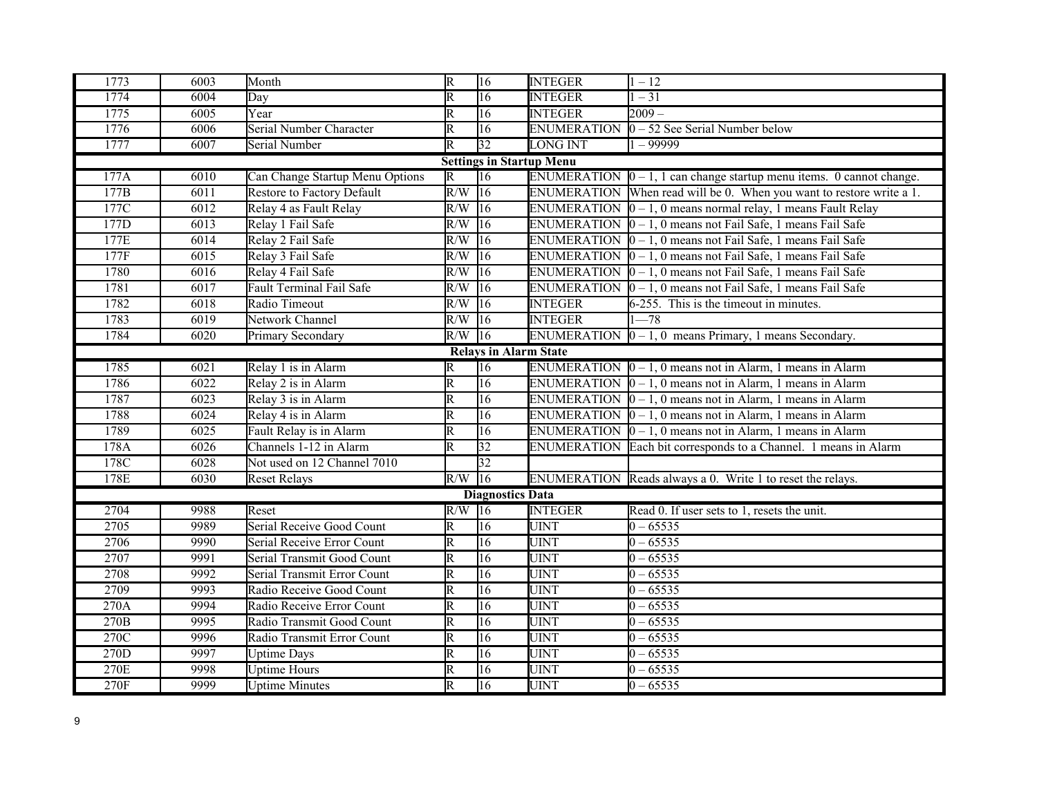| | | | | | | |
|---|---|---|---|---|---|---|
| 1773 | 6003 | Month | R | 16 | INTEGER | 1 – 12 |
| 1774 | 6004 | Day | R | 16 | INTEGER | 1 – 31 |
| 1775 | 6005 | Year | R | 16 | INTEGER | 2009 – |
| 1776 | 6006 | Serial Number Character | R | 16 | ENUMERATION | 0 – 52 See Serial Number below |
| 1777 | 6007 | Serial Number | R | 32 | LONG INT | 1 – 99999 |
| **Settings in Startup Menu** | | | | | | |
| 177A | 6010 | Can Change Startup Menu Options | R | 16 | ENUMERATION | 0 – 1, 1 can change startup menu items. 0 cannot change. |
| 177B | 6011 | Restore to Factory Default | R/W | 16 | ENUMERATION | When read will be 0. When you want to restore write a 1. |
| 177C | 6012 | Relay 4 as Fault Relay | R/W | 16 | ENUMERATION | 0 – 1, 0 means normal relay, 1 means Fault Relay |
| 177D | 6013 | Relay 1 Fail Safe | R/W | 16 | ENUMERATION | 0 – 1, 0 means not Fail Safe, 1 means Fail Safe |
| 177E | 6014 | Relay 2 Fail Safe | R/W | 16 | ENUMERATION | 0 – 1, 0 means not Fail Safe, 1 means Fail Safe |
| 177F | 6015 | Relay 3 Fail Safe | R/W | 16 | ENUMERATION | 0 – 1, 0 means not Fail Safe, 1 means Fail Safe |
| 1780 | 6016 | Relay 4 Fail Safe | R/W | 16 | ENUMERATION | 0 – 1, 0 means not Fail Safe, 1 means Fail Safe |
| 1781 | 6017 | Fault Terminal Fail Safe | R/W | 16 | ENUMERATION | 0 – 1, 0 means not Fail Safe, 1 means Fail Safe |
| 1782 | 6018 | Radio Timeout | R/W | 16 | INTEGER | 6-255. This is the timeout in minutes. |
| 1783 | 6019 | Network Channel | R/W | 16 | INTEGER | 1—78 |
| 1784 | 6020 | Primary Secondary | R/W | 16 | ENUMERATION | 0 – 1, 0 means Primary, 1 means Secondary. |
| **Relays in Alarm State** | | | | | | |
| 1785 | 6021 | Relay 1 is in Alarm | R | 16 | ENUMERATION | 0 – 1, 0 means not in Alarm, 1 means in Alarm |
| 1786 | 6022 | Relay 2 is in Alarm | R | 16 | ENUMERATION | 0 – 1, 0 means not in Alarm, 1 means in Alarm |
| 1787 | 6023 | Relay 3 is in Alarm | R | 16 | ENUMERATION | 0 – 1, 0 means not in Alarm, 1 means in Alarm |
| 1788 | 6024 | Relay 4 is in Alarm | R | 16 | ENUMERATION | 0 – 1, 0 means not in Alarm, 1 means in Alarm |
| 1789 | 6025 | Fault Relay is in Alarm | R | 16 | ENUMERATION | 0 – 1, 0 means not in Alarm, 1 means in Alarm |
| 178A | 6026 | Channels 1-12 in Alarm | R | 32 | ENUMERATION | Each bit corresponds to a Channel. 1 means in Alarm |
| 178C | 6028 | Not used on 12 Channel 7010 | | 32 | | |
| 178E | 6030 | Reset Relays | R/W | 16 | ENUMERATION | Reads always a 0. Write 1 to reset the relays. |
| **Diagnostics Data** | | | | | | |
| 2704 | 9988 | Reset | R/W | 16 | INTEGER | Read 0. If user sets to 1, resets the unit. |
| 2705 | 9989 | Serial Receive Good Count | R | 16 | UINT | 0 – 65535 |
| 2706 | 9990 | Serial Receive Error Count | R | 16 | UINT | 0 – 65535 |
| 2707 | 9991 | Serial Transmit Good Count | R | 16 | UINT | 0 – 65535 |
| 2708 | 9992 | Serial Transmit Error Count | R | 16 | UINT | 0 – 65535 |
| 2709 | 9993 | Radio Receive Good Count | R | 16 | UINT | 0 – 65535 |
| 270A | 9994 | Radio Receive Error Count | R | 16 | UINT | 0 – 65535 |
| 270B | 9995 | Radio Transmit Good Count | R | 16 | UINT | 0 – 65535 |
| 270C | 9996 | Radio Transmit Error Count | R | 16 | UINT | 0 – 65535 |
| 270D | 9997 | Uptime Days | R | 16 | UINT | 0 – 65535 |
| 270E | 9998 | Uptime Hours | R | 16 | UINT | 0 – 65535 |
| 270F | 9999 | Uptime Minutes | R | 16 | UINT | 0 – 65535 |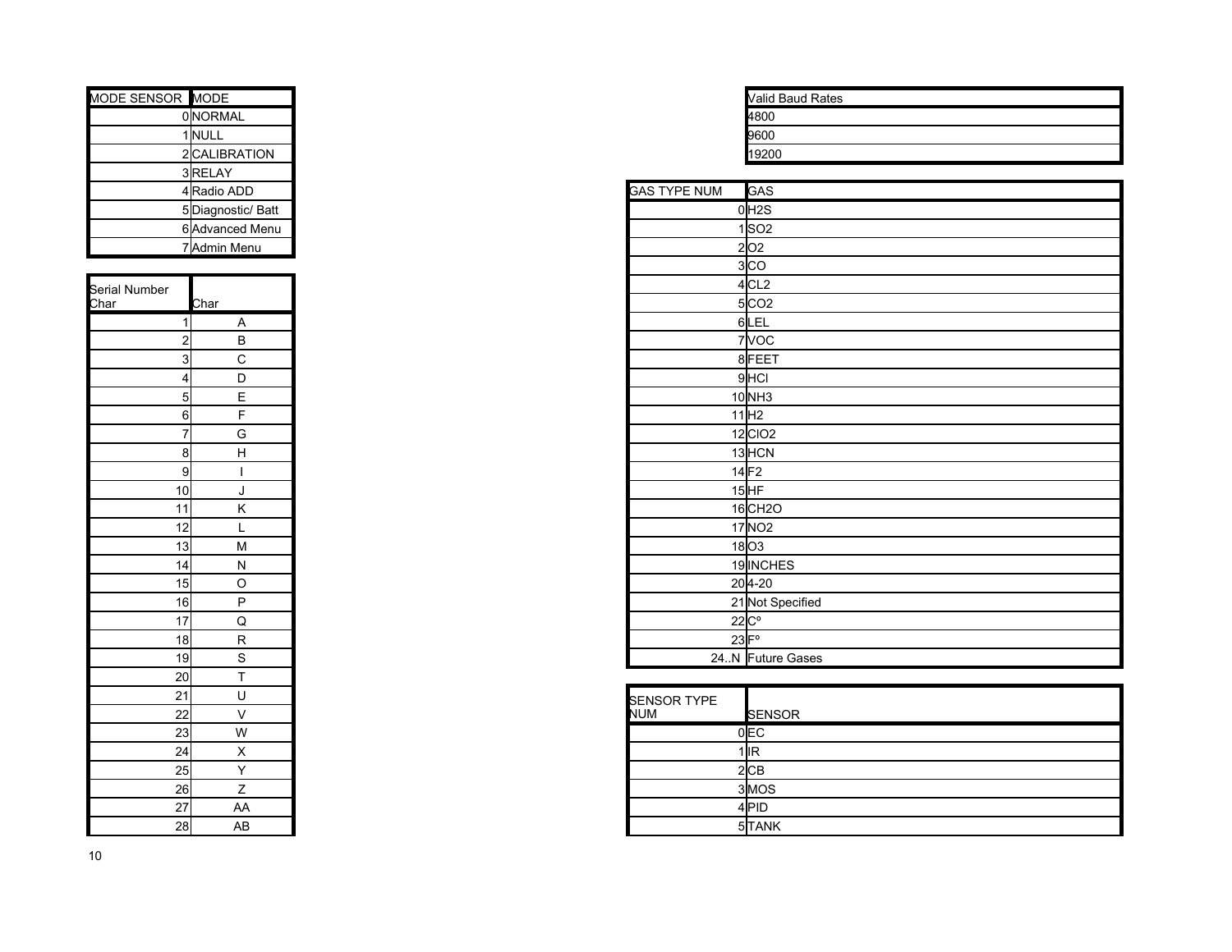| MODE SENSOR | MODE |
|---|---|
| 0 | NORMAL |
| 1 | NULL |
| 2 | CALIBRATION |
| 3 | RELAY |
| 4 | Radio ADD |
| 5 | Diagnostic/ Batt |
| 6 | Advanced Menu |
| 7 | Admin Menu |

| Serial Number Char | Char |
|---|---|
| 1 | A |
| 2 | B |
| 3 | C |
| 4 | D |
| 5 | E |
| 6 | F |
| 7 | G |
| 8 | H |
| 9 | I |
| 10 | J |
| 11 | K |
| 12 | L |
| 13 | M |
| 14 | N |
| 15 | O |
| 16 | P |
| 17 | Q |
| 18 | R |
| 19 | S |
| 20 | T |
| 21 | U |
| 22 | V |
| 23 | W |
| 24 | X |
| 25 | Y |
| 26 | Z |
| 27 | AA |
| 28 | AB |

| Valid Baud Rates |
|---|
| 4800 |
| 9600 |
| 19200 |

| GAS TYPE NUM | GAS |
|---|---|
| 0 | $H_2S$ |
| 1 | $SO_2$ |
| 2 | $O_2$ |
| 3 | CO |
| 4 | $CL_2$ |
| 5 | $CO_2$ |
| 6 | LEL |
| 7 | VOC |
| 8 | FEET |
| 9 | HCl |
| 10 | $NH_3$ |
| 11 | $H_2$ |
| 12 | $ClO_2$ |
| 13 | HCN |
| 14 | $F_2$ |
| 15 | HF |
| 16 | $CH_2O$ |
| 17 | $NO_2$ |
| 18 | $O_3$ |
| 19 | INCHES |
| 20 | 4-20 |
| 21 | Not Specified |
| 22 | C° |
| 23 | F° |
| 24..N | Future Gases |

| SENSOR TYPE NUM | SENSOR |
|---|---|
| 0 | EC |
| 1 | IR |
| 2 | CB |
| 3 | MOS |
| 4 | PID |
| 5 | TANK |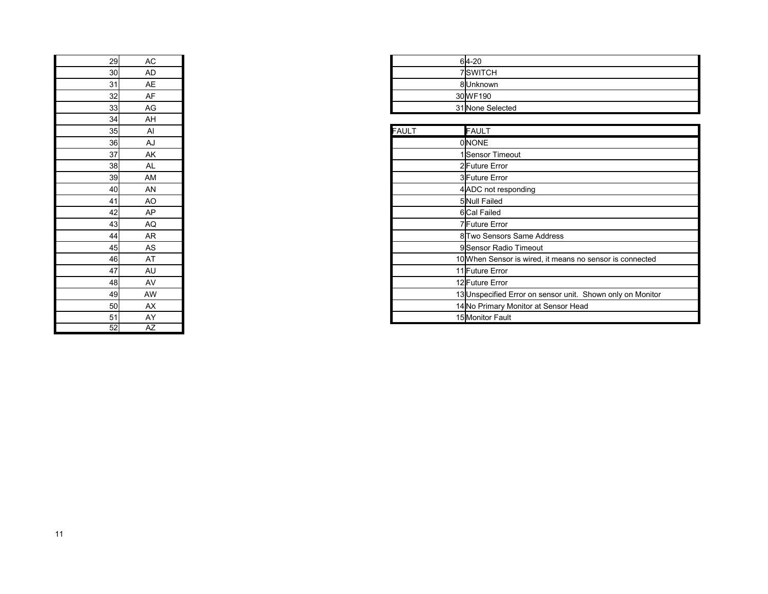| | |
|---|---|
| 29 | AC |
| 30 | AD |
| 31 | AE |
| 32 | AF |
| 33 | AG |
| 34 | AH |
| 35 | AI |
| 36 | AJ |
| 37 | AK |
| 38 | AL |
| 39 | AM |
| 40 | AN |
| 41 | AO |
| 42 | AP |
| 43 | AQ |
| 44 | AR |
| 45 | AS |
| 46 | AT |
| 47 | AU |
| 48 | AV |
| 49 | AW |
| 50 | AX |
| 51 | AY |
| 52 | AZ |

| | |
|---|---|
| 6 | 4-20 |
| 7 | SWITCH |
| 8 | Unknown |
| 30 | WF190 |
| 31 | None Selected |

| FAULT | FAULT |
|---|---|
| 0 | NONE |
| 1 | Sensor Timeout |
| 2 | Future Error |
| 3 | Future Error |
| 4 | ADC not responding |
| 5 | Null Failed |
| 6 | Cal Failed |
| 7 | Future Error |
| 8 | Two Sensors Same Address |
| 9 | Sensor Radio Timeout |
| 10 | When Sensor is wired, it means no sensor is connected |
| 11 | Future Error |
| 12 | Future Error |
| 13 | Unspecified Error on sensor unit. Shown only on Monitor |
| 14 | No Primary Monitor at Sensor Head |
| 15 | Monitor Fault |